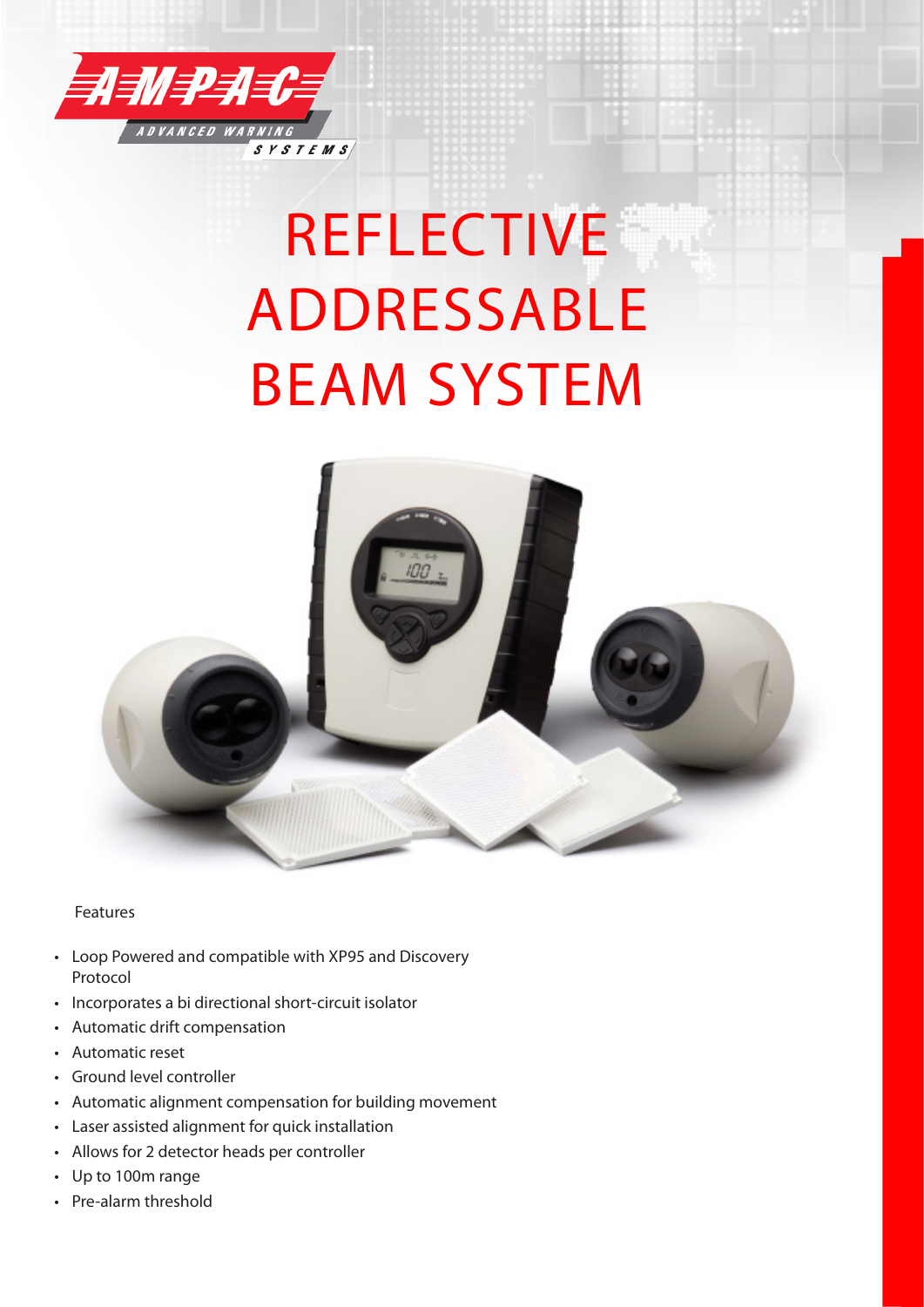AMPAC ADVANCED WARNING SYSTEMS

# REFLECTIVE ADDRESSABLE BEAM SYSTEM

Features

- Loop Powered and compatible with XP95 and Discovery Protocol
- Incorporates a bi directional short-circuit isolator
- Automatic drift compensation
- Automatic reset
- Ground level controller
- Automatic alignment compensation for building movement
- Laser assisted alignment for quick installation
- Allows for 2 detector heads per controller
- Up to 100m range
- Pre-alarm threshold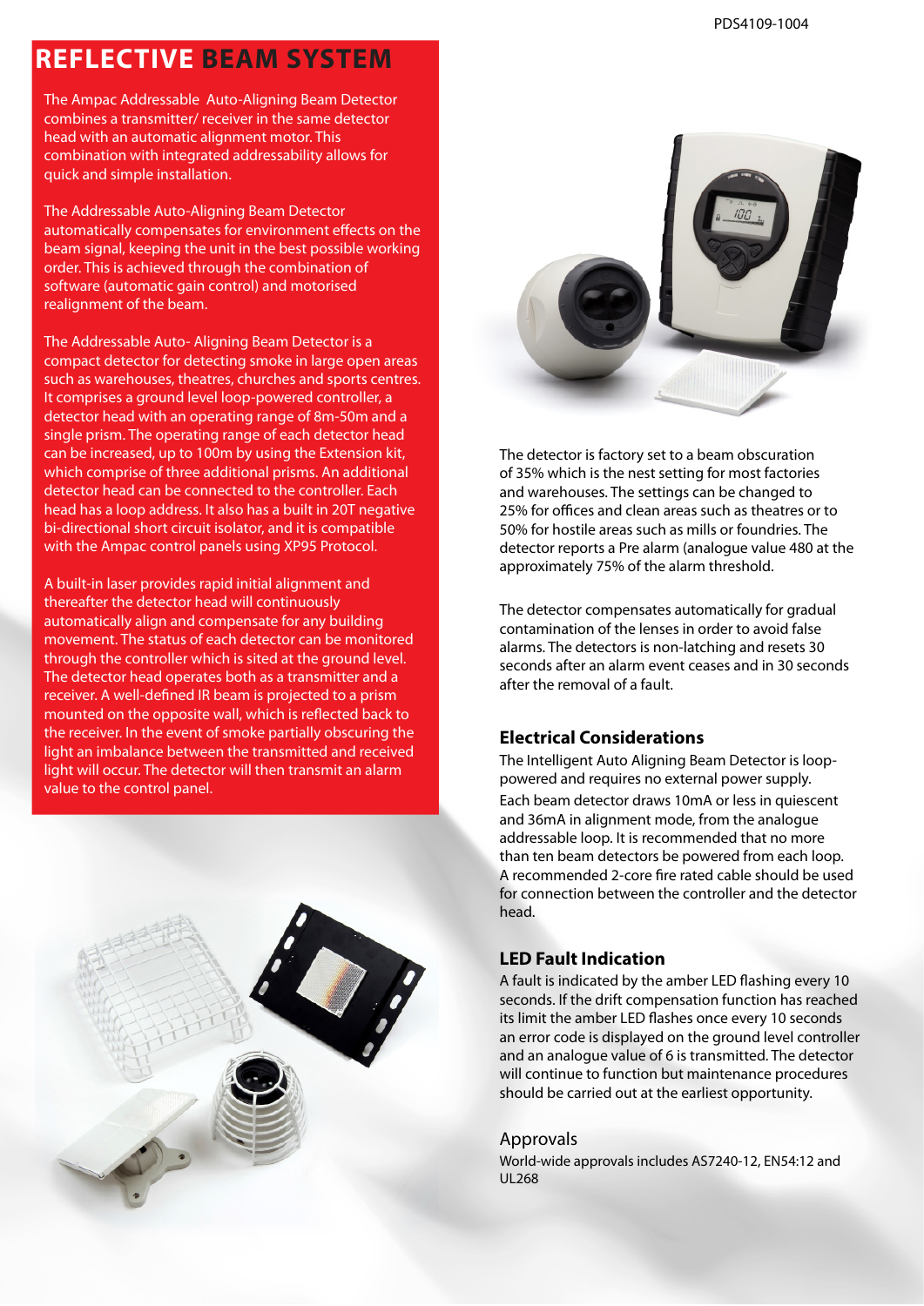# REFLECTIVE BEAM SYSTEM

The Ampac Addressable Auto-Aligning Beam Detector combines a transmitter/ receiver in the same detector head with an automatic alignment motor. This combination with integrated addressability allows for quick and simple installation.

The Addressable Auto-Aligning Beam Detector automatically compensates for environment effects on the beam signal, keeping the unit in the best possible working order. This is achieved through the combination of software (automatic gain control) and motorised realignment of the beam.

The Addressable Auto- Aligning Beam Detector is a compact detector for detecting smoke in large open areas such as warehouses, theatres, churches and sports centres. It comprises a ground level loop-powered controller, a detector head with an operating range of 8m-50m and a single prism. The operating range of each detector head can be increased, up to 100m by using the Extension kit, which comprise of three additional prisms. An additional detector head can be connected to the controller. Each head has a loop address. It also has a built in 20T negative bi-directional short circuit isolator, and it is compatible with the Ampac control panels using XP95 Protocol.

A built-in laser provides rapid initial alignment and thereafter the detector head will continuously automatically align and compensate for any building movement. The status of each detector can be monitored through the controller which is sited at the ground level. The detector head operates both as a transmitter and a receiver. A well-defined IR beam is projected to a prism mounted on the opposite wall, which is reflected back to the receiver. In the event of smoke partially obscuring the light an imbalance between the transmitted and received light will occur. The detector will then transmit an alarm value to the control panel.

The detector is factory set to a beam obscuration of 35% which is the nest setting for most factories and warehouses. The settings can be changed to 25% for offices and clean areas such as theatres or to 50% for hostile areas such as mills or foundries. The detector reports a Pre alarm (analogue value 480 at the approximately 75% of the alarm threshold.

The detector compensates automatically for gradual contamination of the lenses in order to avoid false alarms. The detectors is non-latching and resets 30 seconds after an alarm event ceases and in 30 seconds after the removal of a fault.

## Electrical Considerations

The Intelligent Auto Aligning Beam Detector is loop-powered and requires no external power supply.

Each beam detector draws 10mA or less in quiescent and 36mA in alignment mode, from the analogue addressable loop. It is recommended that no more than ten beam detectors be powered from each loop. A recommended 2-core fire rated cable should be used for connection between the controller and the detector head.

## LED Fault Indication

A fault is indicated by the amber LED flashing every 10 seconds. If the drift compensation function has reached its limit the amber LED flashes once every 10 seconds an error code is displayed on the ground level controller and an analogue value of 6 is transmitted. The detector will continue to function but maintenance procedures should be carried out at the earliest opportunity.

## Approvals

World-wide approvals includes AS7240-12, EN54:12 and UL268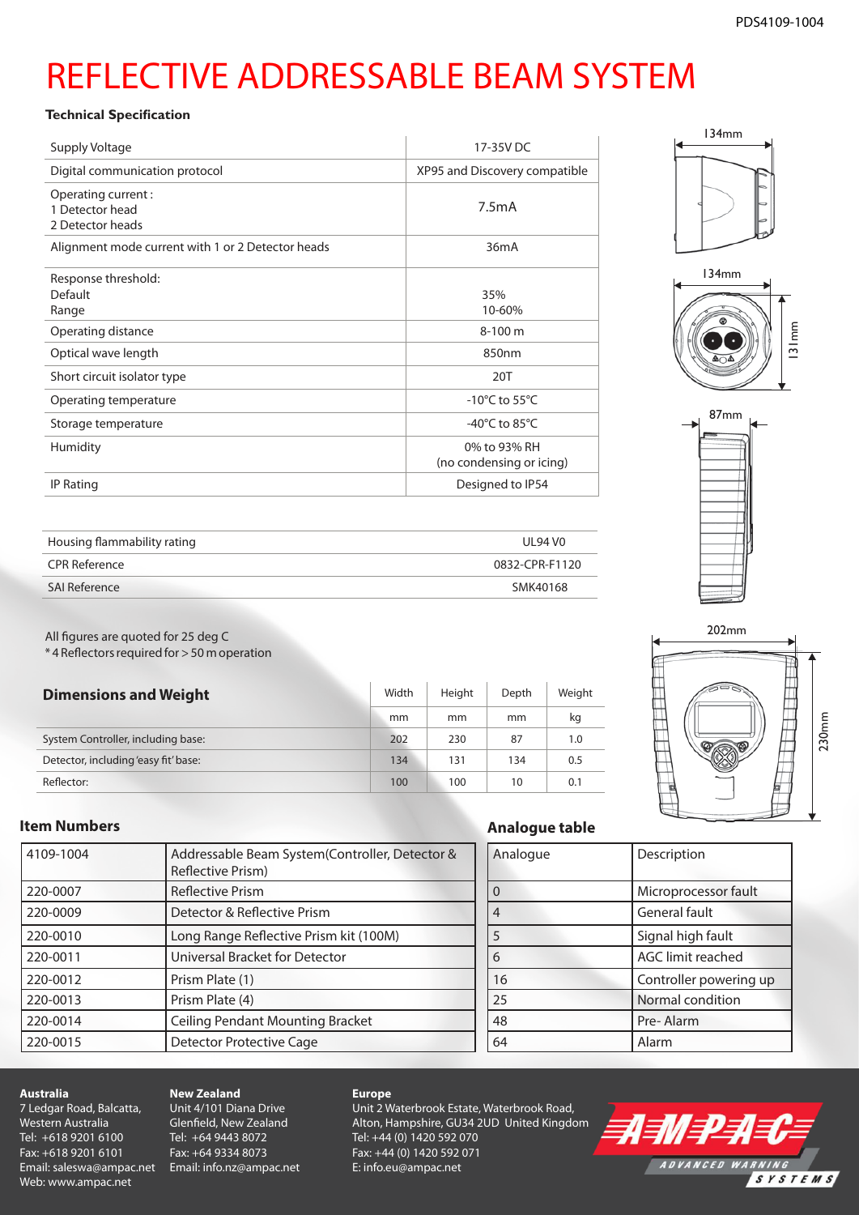# REFLECTIVE ADDRESSABLE BEAM SYSTEM

**Technical Specification**

| | |
|---|---|
| Supply Voltage | 17-35V DC |
| Digital communication protocol | XP95 and Discovery compatible |
| Operating current :<br>1 Detector head<br>2 Detector heads | 7.5mA |
| Alignment mode current with 1 or 2 Detector heads | 36mA |
| Response threshold:<br>Default<br>Range | 35%<br>10-60% |
| Operating distance | 8-100 m |
| Optical wave length | 850nm |
| Short circuit isolator type | 20T |
| Operating temperature | -10°C to 55°C |
| Storage temperature | -40°C to 85°C |
| Humidity | 0% to 93% RH<br>(no condensing or icing) |
| IP Rating | Designed to IP54 |

| | |
|---|---|
| Housing flammability rating | UL94 V0 |
| CPR Reference | 0832-CPR-F1120 |
| SAI Reference | SMK40168 |

All figures are quoted for 25 deg C
* 4 Reflectors required for > 50 m operation

134mm

134mm
131mm

87mm

202mm
230mm

## Dimensions and Weight

| | Width | Height | Depth | Weight |
|---|---|---|---|---|
| | mm | mm | mm | kg |
| System Controller, including base: | 202 | 230 | 87 | 1.0 |
| Detector, including 'easy fit' base: | 134 | 131 | 134 | 0.5 |
| Reflector: | 100 | 100 | 10 | 0.1 |

## Item Numbers

| | |
|---|---|
| 4109-1004 | Addressable Beam System(Controller, Detector & Reflective Prism) |
| 220-0007 | Reflective Prism |
| 220-0009 | Detector & Reflective Prism |
| 220-0010 | Long Range Reflective Prism kit (100M) |
| 220-0011 | Universal Bracket for Detector |
| 220-0012 | Prism Plate (1) |
| 220-0013 | Prism Plate (4) |
| 220-0014 | Ceiling Pendant Mounting Bracket |
| 220-0015 | Detector Protective Cage |

## Analogue table

| Analogue | Description |
|---|---|
| 0 | Microprocessor fault |
| 4 | General fault |
| 5 | Signal high fault |
| 6 | AGC limit reached |
| 16 | Controller powering up |
| 25 | Normal condition |
| 48 | Pre- Alarm |
| 64 | Alarm |

**Australia**
7 Ledgar Road, Balcatta,
Western Australia
Tel: +618 9201 6100
Fax: +618 9201 6101
Email: saleswa@ampac.net
Web: www.ampac.net

**New Zealand**
Unit 4/101 Diana Drive
Glenfield, New Zealand
Tel: +64 9443 8072
Fax: +64 9334 8073
Email: info.nz@ampac.net

**Europe**
Unit 2 Waterbrook Estate, Waterbrook Road,
Alton, Hampshire, GU34 2UD United Kingdom
Tel: +44 (0) 1420 592 070
Fax: +44 (0) 1420 592 071
E: info.eu@ampac.net

AMPAC ADVANCED WARNING SYSTEMS